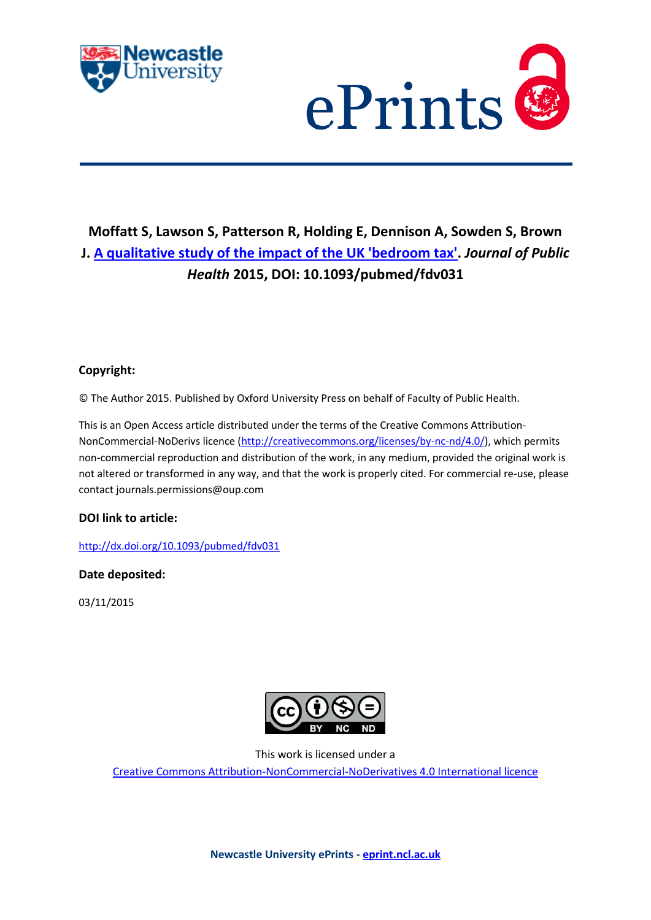**Moffatt S, Lawson S, Patterson R, Holding E, Dennison A, Sowden S, Brown J. A qualitative study of the impact of the UK 'bedroom tax'. *Journal of Public Health* 2015, DOI: 10.1093/pubmed/fdv031**

**Copyright:**

© The Author 2015. Published by Oxford University Press on behalf of Faculty of Public Health.

This is an Open Access article distributed under the terms of the Creative Commons Attribution-NonCommercial-NoDerivs licence (http://creativecommons.org/licenses/by-nc-nd/4.0/), which permits non-commercial reproduction and distribution of the work, in any medium, provided the original work is not altered or transformed in any way, and that the work is properly cited. For commercial re-use, please contact journals.permissions@oup.com

**DOI link to article:**

http://dx.doi.org/10.1093/pubmed/fdv031

**Date deposited:**

03/11/2015

This work is licensed under a
Creative Commons Attribution-NonCommercial-NoDerivatives 4.0 International licence

**Newcastle University ePrints - eprint.ncl.ac.uk**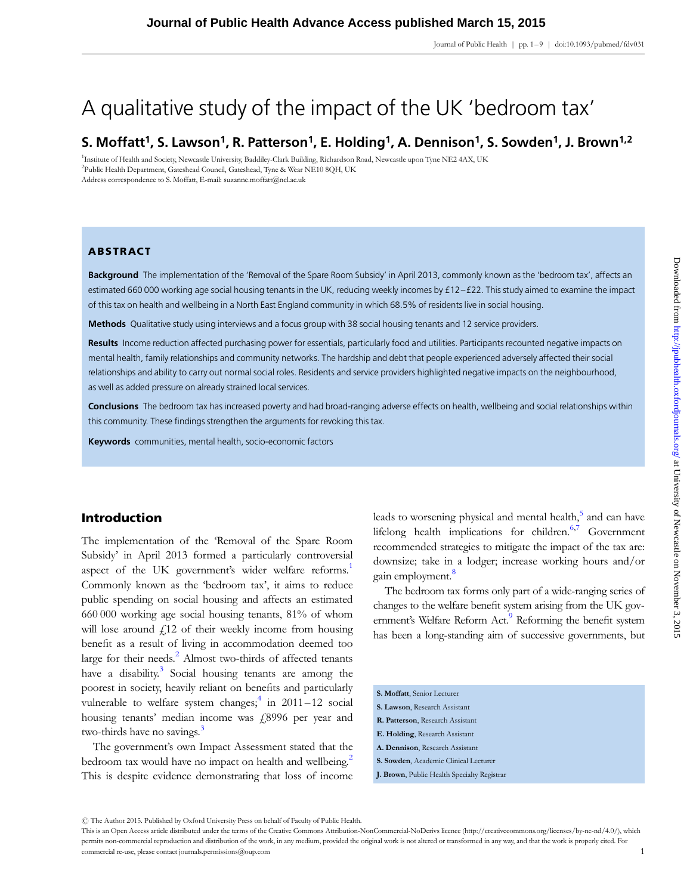# A qualitative study of the impact of the UK 'bedroom tax'

**S. Moffatt[1], S. Lawson[1], R. Patterson[1], E. Holding[1], A. Dennison[1], S. Sowden[1], J. Brown[1,2]**

[1]Institute of Health and Society, Newcastle University, Baddiley-Clark Building, Richardson Road, Newcastle upon Tyne NE2 4AX, UK
[2]Public Health Department, Gateshead Council, Gateshead, Tyne & Wear NE10 8QH, UK
Address correspondence to S. Moffatt, E-mail: suzanne.moffatt@ncl.ac.uk

## ABSTRACT

**Background** The implementation of the 'Removal of the Spare Room Subsidy' in April 2013, commonly known as the 'bedroom tax', affects an estimated 660 000 working age social housing tenants in the UK, reducing weekly incomes by £12–£22. This study aimed to examine the impact of this tax on health and wellbeing in a North East England community in which 68.5% of residents live in social housing.

**Methods** Qualitative study using interviews and a focus group with 38 social housing tenants and 12 service providers.

**Results** Income reduction affected purchasing power for essentials, particularly food and utilities. Participants recounted negative impacts on mental health, family relationships and community networks. The hardship and debt that people experienced adversely affected their social relationships and ability to carry out normal social roles. Residents and service providers highlighted negative impacts on the neighbourhood, as well as added pressure on already strained local services.

**Conclusions** The bedroom tax has increased poverty and had broad-ranging adverse effects on health, wellbeing and social relationships within this community. These findings strengthen the arguments for revoking this tax.

**Keywords** communities, mental health, socio-economic factors

## Introduction

The implementation of the 'Removal of the Spare Room Subsidy' in April 2013 formed a particularly controversial aspect of the UK government's wider welfare reforms.[1] Commonly known as the 'bedroom tax', it aims to reduce public spending on social housing and affects an estimated 660 000 working age social housing tenants, 81% of whom will lose around £12 of their weekly income from housing benefit as a result of living in accommodation deemed too large for their needs.[2] Almost two-thirds of affected tenants have a disability.[3] Social housing tenants are among the poorest in society, heavily reliant on benefits and particularly vulnerable to welfare system changes;[4] in 2011–12 social housing tenants' median income was £8996 per year and two-thirds have no savings.[3]

The government's own Impact Assessment stated that the bedroom tax would have no impact on health and wellbeing.[2] This is despite evidence demonstrating that loss of income leads to worsening physical and mental health,[5] and can have lifelong health implications for children.[6,7] Government recommended strategies to mitigate the impact of the tax are: downsize; take in a lodger; increase working hours and/or gain employment.[8]

The bedroom tax forms only part of a wide-ranging series of changes to the welfare benefit system arising from the UK government's Welfare Reform Act.[9] Reforming the benefit system has been a long-standing aim of successive governments, but

**S. Moffatt**, Senior Lecturer
**S. Lawson**, Research Assistant
**R. Patterson**, Research Assistant
**E. Holding**, Research Assistant
**A. Dennison**, Research Assistant
**S. Sowden**, Academic Clinical Lecturer
**J. Brown**, Public Health Specialty Registrar

© The Author 2015. Published by Oxford University Press on behalf of Faculty of Public Health.
This is an Open Access article distributed under the terms of the Creative Commons Attribution-NonCommercial-NoDerivs licence (http://creativecommons.org/licenses/by-nc-nd/4.0/), which permits non-commercial reproduction and distribution of the work, in any medium, provided the original work is not altered or transformed in any way, and that the work is properly cited. For commercial re-use, please contact journals.permissions@oup.com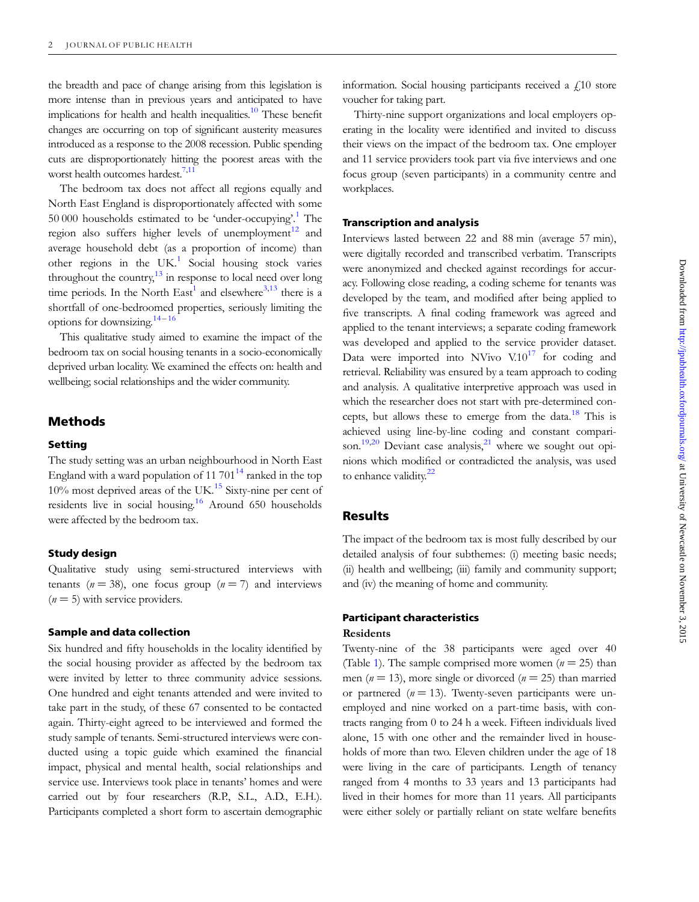the breadth and pace of change arising from this legislation is more intense than in previous years and anticipated to have implications for health and health inequalities.[10] These benefit changes are occurring on top of significant austerity measures introduced as a response to the 2008 recession. Public spending cuts are disproportionately hitting the poorest areas with the worst health outcomes hardest.[7,11]

The bedroom tax does not affect all regions equally and North East England is disproportionately affected with some 50 000 households estimated to be 'under-occupying'.[1] The region also suffers higher levels of unemployment[12] and average household debt (as a proportion of income) than other regions in the UK.[1] Social housing stock varies throughout the country,[13] in response to local need over long time periods. In the North East[1] and elsewhere[3,13] there is a shortfall of one-bedroomed properties, seriously limiting the options for downsizing.[14–16]

This qualitative study aimed to examine the impact of the bedroom tax on social housing tenants in a socio-economically deprived urban locality. We examined the effects on: health and wellbeing; social relationships and the wider community.

## Methods

### Setting

The study setting was an urban neighbourhood in North East England with a ward population of 11 701[14] ranked in the top 10% most deprived areas of the UK.[15] Sixty-nine per cent of residents live in social housing.[16] Around 650 households were affected by the bedroom tax.

### Study design

Qualitative study using semi-structured interviews with tenants ($n = 38$), one focus group ($n = 7$) and interviews ($n = 5$) with service providers.

### Sample and data collection

Six hundred and fifty households in the locality identified by the social housing provider as affected by the bedroom tax were invited by letter to three community advice sessions. One hundred and eight tenants attended and were invited to take part in the study, of these 67 consented to be contacted again. Thirty-eight agreed to be interviewed and formed the study sample of tenants. Semi-structured interviews were conducted using a topic guide which examined the financial impact, physical and mental health, social relationships and service use. Interviews took place in tenants' homes and were carried out by four researchers (R.P., S.L., A.D., E.H.). Participants completed a short form to ascertain demographic information. Social housing participants received a £10 store voucher for taking part.

Thirty-nine support organizations and local employers operating in the locality were identified and invited to discuss their views on the impact of the bedroom tax. One employer and 11 service providers took part via five interviews and one focus group (seven participants) in a community centre and workplaces.

### Transcription and analysis

Interviews lasted between 22 and 88 min (average 57 min), were digitally recorded and transcribed verbatim. Transcripts were anonymized and checked against recordings for accuracy. Following close reading, a coding scheme for tenants was developed by the team, and modified after being applied to five transcripts. A final coding framework was agreed and applied to the tenant interviews; a separate coding framework was developed and applied to the service provider dataset. Data were imported into NVivo V.10[17] for coding and retrieval. Reliability was ensured by a team approach to coding and analysis. A qualitative interpretive approach was used in which the researcher does not start with pre-determined concepts, but allows these to emerge from the data.[18] This is achieved using line-by-line coding and constant comparison.[19,20] Deviant case analysis,[21] where we sought out opinions which modified or contradicted the analysis, was used to enhance validity.[22]

## Results

The impact of the bedroom tax is most fully described by our detailed analysis of four subthemes: (i) meeting basic needs; (ii) health and wellbeing; (iii) family and community support; and (iv) the meaning of home and community.

### Participant characteristics

#### Residents

Twenty-nine of the 38 participants were aged over 40 (Table 1). The sample comprised more women ($n = 25$) than men ($n = 13$), more single or divorced ($n = 25$) than married or partnered ($n = 13$). Twenty-seven participants were unemployed and nine worked on a part-time basis, with contracts ranging from 0 to 24 h a week. Fifteen individuals lived alone, 15 with one other and the remainder lived in households of more than two. Eleven children under the age of 18 were living in the care of participants. Length of tenancy ranged from 4 months to 33 years and 13 participants had lived in their homes for more than 11 years. All participants were either solely or partially reliant on state welfare benefits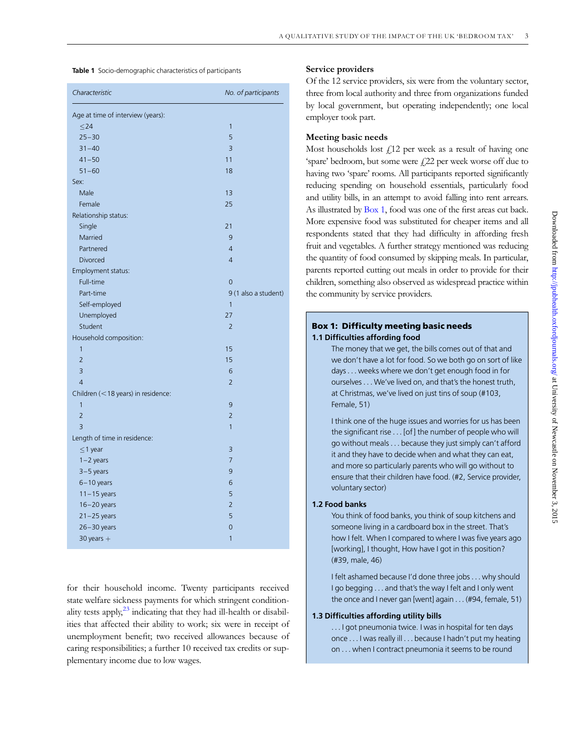**Table 1** Socio-demographic characteristics of participants

| Characteristic | No. of participants |
| --- | --- |
| Age at time of interview (years): | |
| ≤24 | 1 |
| 25–30 | 5 |
| 31–40 | 3 |
| 41–50 | 11 |
| 51–60 | 18 |
| Sex: | |
| Male | 13 |
| Female | 25 |
| Relationship status: | |
| Single | 21 |
| Married | 9 |
| Partnered | 4 |
| Divorced | 4 |
| Employment status: | |
| Full-time | 0 |
| Part-time | 9 (1 also a student) |
| Self-employed | 1 |
| Unemployed | 27 |
| Student | 2 |
| Household composition: | |
| 1 | 15 |
| 2 | 15 |
| 3 | 6 |
| 4 | 2 |
| Children (<18 years) in residence: | |
| 1 | 9 |
| 2 | 2 |
| 3 | 1 |
| Length of time in residence: | |
| ≤1 year | 3 |
| 1–2 years | 7 |
| 3–5 years | 9 |
| 6–10 years | 6 |
| 11–15 years | 5 |
| 16–20 years | 2 |
| 21–25 years | 5 |
| 26–30 years | 0 |
| 30 years + | 1 |

for their household income. Twenty participants received state welfare sickness payments for which stringent conditionality tests apply,[23] indicating that they had ill-health or disabilities that affected their ability to work; six were in receipt of unemployment benefit; two received allowances because of caring responsibilities; a further 10 received tax credits or supplementary income due to low wages.

### Service providers

Of the 12 service providers, six were from the voluntary sector, three from local authority and three from organizations funded by local government, but operating independently; one local employer took part.

### Meeting basic needs

Most households lost £12 per week as a result of having one 'spare' bedroom, but some were £22 per week worse off due to having two 'spare' rooms. All participants reported significantly reducing spending on household essentials, particularly food and utility bills, in an attempt to avoid falling into rent arrears. As illustrated by Box 1, food was one of the first areas cut back. More expensive food was substituted for cheaper items and all respondents stated that they had difficulty in affording fresh fruit and vegetables. A further strategy mentioned was reducing the quantity of food consumed by skipping meals. In particular, parents reported cutting out meals in order to provide for their children, something also observed as widespread practice within the community by service providers.

**Box 1: Difficulty meeting basic needs**

**1.1 Difficulties affording food**

> The money that we get, the bills comes out of that and we don't have a lot for food. So we both go on sort of like days . . . weeks where we don't get enough food in for ourselves . . . We've lived on, and that's the honest truth, at Christmas, we've lived on just tins of soup (#103, Female, 51)

> I think one of the huge issues and worries for us has been the significant rise . . . [of] the number of people who will go without meals . . . because they just simply can't afford it and they have to decide when and what they can eat, and more so particularly parents who will go without to ensure that their children have food. (#2, Service provider, voluntary sector)

**1.2 Food banks**

> You think of food banks, you think of soup kitchens and someone living in a cardboard box in the street. That's how I felt. When I compared to where I was five years ago [working], I thought, How have I got in this position? (#39, male, 46)

> I felt ashamed because I'd done three jobs . . . why should I go begging . . . and that's the way I felt and I only went the once and I never gan [went] again . . . (#94, female, 51)

**1.3 Difficulties affording utility bills**

> . . . I got pneumonia twice. I was in hospital for ten days once . . . I was really ill . . . because I hadn't put my heating on . . . when I contract pneumonia it seems to be round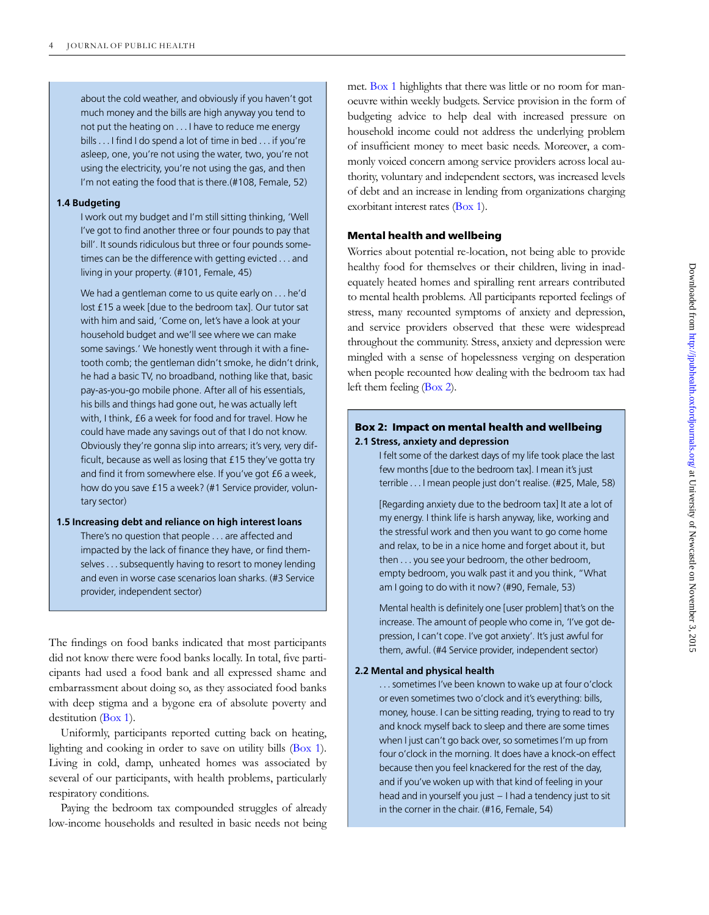about the cold weather, and obviously if you haven't got much money and the bills are high anyway you tend to not put the heating on . . . I have to reduce me energy bills . . . I find I do spend a lot of time in bed . . . if you're asleep, one, you're not using the water, two, you're not using the electricity, you're not using the gas, and then I'm not eating the food that is there.(#108, Female, 52)

**1.4 Budgeting**

I work out my budget and I'm still sitting thinking, 'Well I've got to find another three or four pounds to pay that bill'. It sounds ridiculous but three or four pounds sometimes can be the difference with getting evicted . . . and living in your property. (#101, Female, 45)

We had a gentleman come to us quite early on . . . he'd lost £15 a week [due to the bedroom tax]. Our tutor sat with him and said, 'Come on, let's have a look at your household budget and we'll see where we can make some savings.' We honestly went through it with a fine-tooth comb; the gentleman didn't smoke, he didn't drink, he had a basic TV, no broadband, nothing like that, basic pay-as-you-go mobile phone. After all of his essentials, his bills and things had gone out, he was actually left with, I think, £6 a week for food and for travel. How he could have made any savings out of that I do not know. Obviously they're gonna slip into arrears; it's very, very difficult, because as well as losing that £15 they've gotta try and find it from somewhere else. If you've got £6 a week, how do you save £15 a week? (#1 Service provider, voluntary sector)

**1.5 Increasing debt and reliance on high interest loans**

There's no question that people . . . are affected and impacted by the lack of finance they have, or find themselves . . . subsequently having to resort to money lending and even in worse case scenarios loan sharks. (#3 Service provider, independent sector)

The findings on food banks indicated that most participants did not know there were food banks locally. In total, five participants had used a food bank and all expressed shame and embarrassment about doing so, as they associated food banks with deep stigma and a bygone era of absolute poverty and destitution (Box 1).

Uniformly, participants reported cutting back on heating, lighting and cooking in order to save on utility bills (Box 1). Living in cold, damp, unheated homes was associated by several of our participants, with health problems, particularly respiratory conditions.

Paying the bedroom tax compounded struggles of already low-income households and resulted in basic needs not being met. Box 1 highlights that there was little or no room for manoeuvre within weekly budgets. Service provision in the form of budgeting advice to help deal with increased pressure on household income could not address the underlying problem of insufficient money to meet basic needs. Moreover, a commonly voiced concern among service providers across local authority, voluntary and independent sectors, was increased levels of debt and an increase in lending from organizations charging exorbitant interest rates (Box 1).

## Mental health and wellbeing

Worries about potential re-location, not being able to provide healthy food for themselves or their children, living in inadequately heated homes and spiralling rent arrears contributed to mental health problems. All participants reported feelings of stress, many recounted symptoms of anxiety and depression, and service providers observed that these were widespread throughout the community. Stress, anxiety and depression were mingled with a sense of hopelessness verging on desperation when people recounted how dealing with the bedroom tax had left them feeling (Box 2).

### Box 2: Impact on mental health and wellbeing

**2.1 Stress, anxiety and depression**

I felt some of the darkest days of my life took place the last few months [due to the bedroom tax]. I mean it's just terrible . . . I mean people just don't realise. (#25, Male, 58)

[Regarding anxiety due to the bedroom tax] It ate a lot of my energy. I think life is harsh anyway, like, working and the stressful work and then you want to go come home and relax, to be in a nice home and forget about it, but then . . . you see your bedroom, the other bedroom, empty bedroom, you walk past it and you think, "What am I going to do with it now? (#90, Female, 53)

Mental health is definitely one [user problem] that's on the increase. The amount of people who come in, 'I've got depression, I can't cope. I've got anxiety'. It's just awful for them, awful. (#4 Service provider, independent sector)

**2.2 Mental and physical health**

. . . sometimes I've been known to wake up at four o'clock or even sometimes two o'clock and it's everything: bills, money, house. I can be sitting reading, trying to read to try and knock myself back to sleep and there are some times when I just can't go back over, so sometimes I'm up from four o'clock in the morning. It does have a knock-on effect because then you feel knackered for the rest of the day, and if you've woken up with that kind of feeling in your head and in yourself you just – I had a tendency just to sit in the corner in the chair. (#16, Female, 54)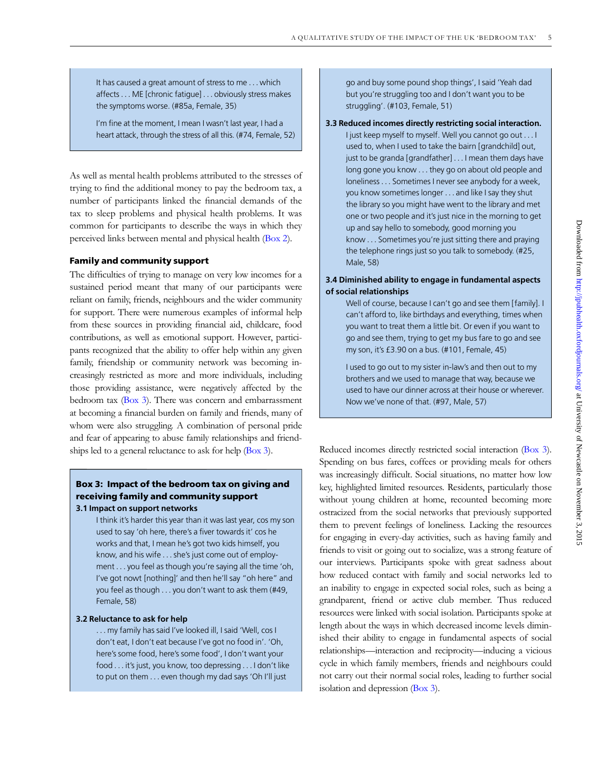> It has caused a great amount of stress to me . . . which affects . . . ME [chronic fatigue] . . . obviously stress makes the symptoms worse. (#85a, Female, 35)
>
> I'm fine at the moment, I mean I wasn't last year, I had a heart attack, through the stress of all this. (#74, Female, 52)

As well as mental health problems attributed to the stresses of trying to find the additional money to pay the bedroom tax, a number of participants linked the financial demands of the tax to sleep problems and physical health problems. It was common for participants to describe the ways in which they perceived links between mental and physical health (Box 2).

## Family and community support

The difficulties of trying to manage on very low incomes for a sustained period meant that many of our participants were reliant on family, friends, neighbours and the wider community for support. There were numerous examples of informal help from these sources in providing financial aid, childcare, food contributions, as well as emotional support. However, participants recognized that the ability to offer help within any given family, friendship or community network was becoming increasingly restricted as more and more individuals, including those providing assistance, were negatively affected by the bedroom tax (Box 3). There was concern and embarrassment at becoming a financial burden on family and friends, many of whom were also struggling. A combination of personal pride and fear of appearing to abuse family relationships and friendships led to a general reluctance to ask for help (Box 3).

> **Box 3: Impact of the bedroom tax on giving and receiving family and community support**
>
> **3.1 Impact on support networks**
>
> I think it's harder this year than it was last year, cos my son used to say 'oh here, there's a fiver towards it' cos he works and that, I mean he's got two kids himself, you know, and his wife . . . she's just come out of employment . . . you feel as though you're saying all the time 'oh, I've got nowt [nothing]' and then he'll say "oh here" and you feel as though . . . you don't want to ask them (#49, Female, 58)
>
> **3.2 Reluctance to ask for help**
>
> . . . my family has said I've looked ill, I said 'Well, cos I don't eat, I don't eat because I've got no food in'. 'Oh, here's some food, here's some food', I don't want your food . . . it's just, you know, too depressing . . . I don't like to put on them . . . even though my dad says 'Oh I'll just go and buy some pound shop things', I said 'Yeah dad but you're struggling too and I don't want you to be struggling'. (#103, Female, 51)
>
> **3.3 Reduced incomes directly restricting social interaction.**
>
> I just keep myself to myself. Well you cannot go out . . . I used to, when I used to take the bairn [grandchild] out, just to be granda [grandfather] . . . I mean them days have long gone you know . . . they go on about old people and loneliness . . . Sometimes I never see anybody for a week, you know sometimes longer . . . and like I say they shut the library so you might have went to the library and met one or two people and it's just nice in the morning to get up and say hello to somebody, good morning you know . . . Sometimes you're just sitting there and praying the telephone rings just so you talk to somebody. (#25, Male, 58)
>
> **3.4 Diminished ability to engage in fundamental aspects of social relationships**
>
> Well of course, because I can't go and see them [family]. I can't afford to, like birthdays and everything, times when you want to treat them a little bit. Or even if you want to go and see them, trying to get my bus fare to go and see my son, it's £3.90 on a bus. (#101, Female, 45)
>
> I used to go out to my sister in-law's and then out to my brothers and we used to manage that way, because we used to have our dinner across at their house or wherever. Now we've none of that. (#97, Male, 57)

Reduced incomes directly restricted social interaction (Box 3). Spending on bus fares, coffees or providing meals for others was increasingly difficult. Social situations, no matter how low key, highlighted limited resources. Residents, particularly those without young children at home, recounted becoming more ostracized from the social networks that previously supported them to prevent feelings of loneliness. Lacking the resources for engaging in every-day activities, such as having family and friends to visit or going out to socialize, was a strong feature of our interviews. Participants spoke with great sadness about how reduced contact with family and social networks led to an inability to engage in expected social roles, such as being a grandparent, friend or active club member. Thus reduced resources were linked with social isolation. Participants spoke at length about the ways in which decreased income levels diminished their ability to engage in fundamental aspects of social relationships—interaction and reciprocity—inducing a vicious cycle in which family members, friends and neighbours could not carry out their normal social roles, leading to further social isolation and depression (Box 3).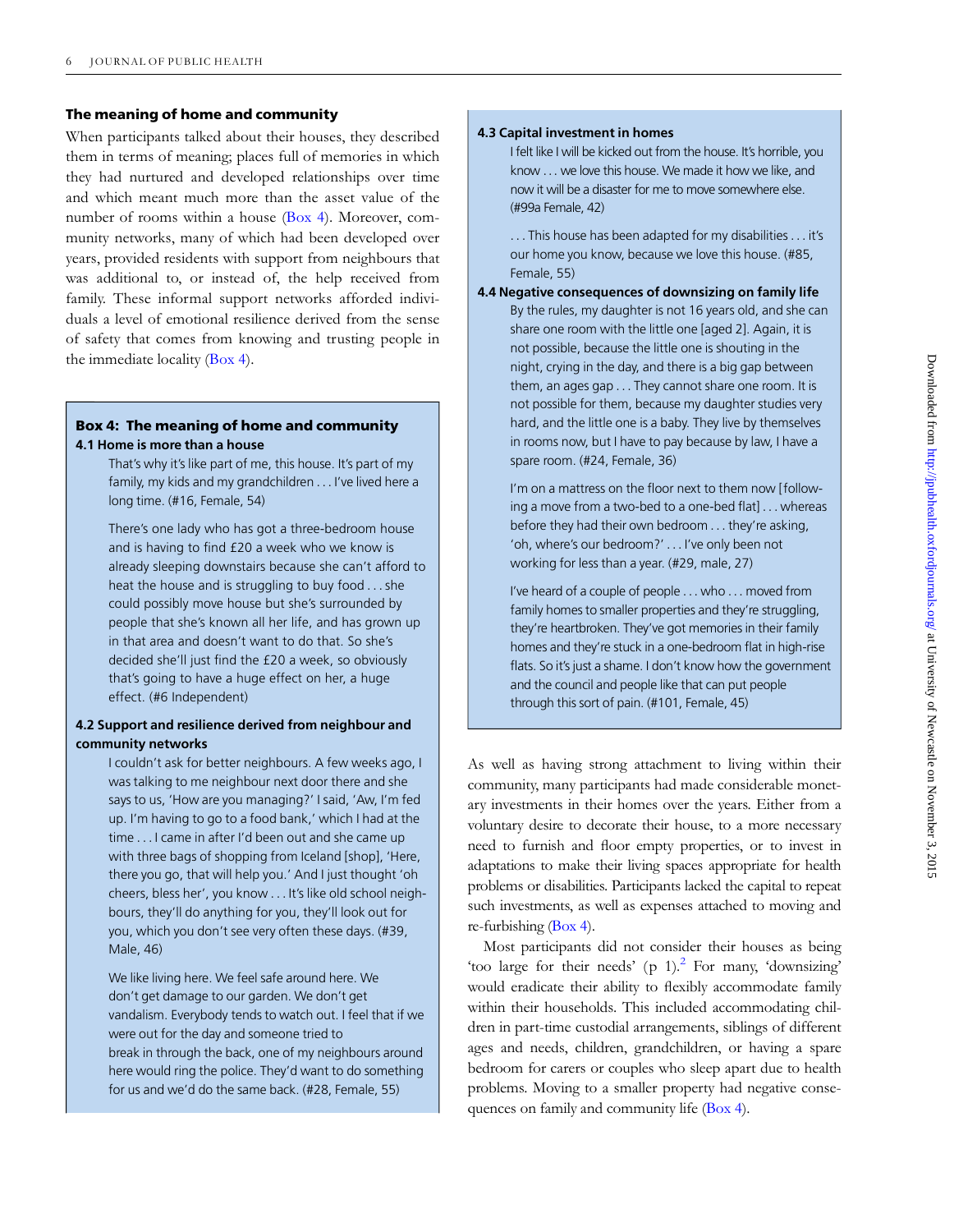### The meaning of home and community

When participants talked about their houses, they described them in terms of meaning; places full of memories in which they had nurtured and developed relationships over time and which meant much more than the asset value of the number of rooms within a house (Box 4). Moreover, community networks, many of which had been developed over years, provided residents with support from neighbours that was additional to, or instead of, the help received from family. These informal support networks afforded individuals a level of emotional resilience derived from the sense of safety that comes from knowing and trusting people in the immediate locality (Box 4).

**Box 4: The meaning of home and community**

**4.1 Home is more than a house**

That's why it's like part of me, this house. It's part of my family, my kids and my grandchildren . . . I've lived here a long time. (#16, Female, 54)

There's one lady who has got a three-bedroom house and is having to find £20 a week who we know is already sleeping downstairs because she can't afford to heat the house and is struggling to buy food . . . she could possibly move house but she's surrounded by people that she's known all her life, and has grown up in that area and doesn't want to do that. So she's decided she'll just find the £20 a week, so obviously that's going to have a huge effect on her, a huge effect. (#6 Independent)

**4.2 Support and resilience derived from neighbour and community networks**

I couldn't ask for better neighbours. A few weeks ago, I was talking to me neighbour next door there and she says to us, 'How are you managing?' I said, 'Aw, I'm fed up. I'm having to go to a food bank,' which I had at the time . . . I came in after I'd been out and she came up with three bags of shopping from Iceland [shop], 'Here, there you go, that will help you.' And I just thought 'oh cheers, bless her', you know . . . It's like old school neighbours, they'll do anything for you, they'll look out for you, which you don't see very often these days. (#39, Male, 46)

We like living here. We feel safe around here. We don't get damage to our garden. We don't get vandalism. Everybody tends to watch out. I feel that if we were out for the day and someone tried to break in through the back, one of my neighbours around here would ring the police. They'd want to do something for us and we'd do the same back. (#28, Female, 55)

**4.3 Capital investment in homes**

I felt like I will be kicked out from the house. It's horrible, you know . . . we love this house. We made it how we like, and now it will be a disaster for me to move somewhere else. (#99a Female, 42)

. . . This house has been adapted for my disabilities . . . it's our home you know, because we love this house. (#85, Female, 55)

**4.4 Negative consequences of downsizing on family life**

By the rules, my daughter is not 16 years old, and she can share one room with the little one [aged 2]. Again, it is not possible, because the little one is shouting in the night, crying in the day, and there is a big gap between them, an ages gap . . . They cannot share one room. It is not possible for them, because my daughter studies very hard, and the little one is a baby. They live by themselves in rooms now, but I have to pay because by law, I have a spare room. (#24, Female, 36)

I'm on a mattress on the floor next to them now [following a move from a two-bed to a one-bed flat] . . . whereas before they had their own bedroom . . . they're asking, 'oh, where's our bedroom?' . . . I've only been not working for less than a year. (#29, male, 27)

I've heard of a couple of people . . . who . . . moved from family homes to smaller properties and they're struggling, they're heartbroken. They've got memories in their family homes and they're stuck in a one-bedroom flat in high-rise flats. So it's just a shame. I don't know how the government and the council and people like that can put people through this sort of pain. (#101, Female, 45)

As well as having strong attachment to living within their community, many participants had made considerable monetary investments in their homes over the years. Either from a voluntary desire to decorate their house, to a more necessary need to furnish and floor empty properties, or to invest in adaptations to make their living spaces appropriate for health problems or disabilities. Participants lacked the capital to repeat such investments, as well as expenses attached to moving and re-furbishing (Box 4).

Most participants did not consider their houses as being 'too large for their needs' (p 1).[2] For many, 'downsizing' would eradicate their ability to flexibly accommodate family within their households. This included accommodating children in part-time custodial arrangements, siblings of different ages and needs, children, grandchildren, or having a spare bedroom for carers or couples who sleep apart due to health problems. Moving to a smaller property had negative consequences on family and community life (Box 4).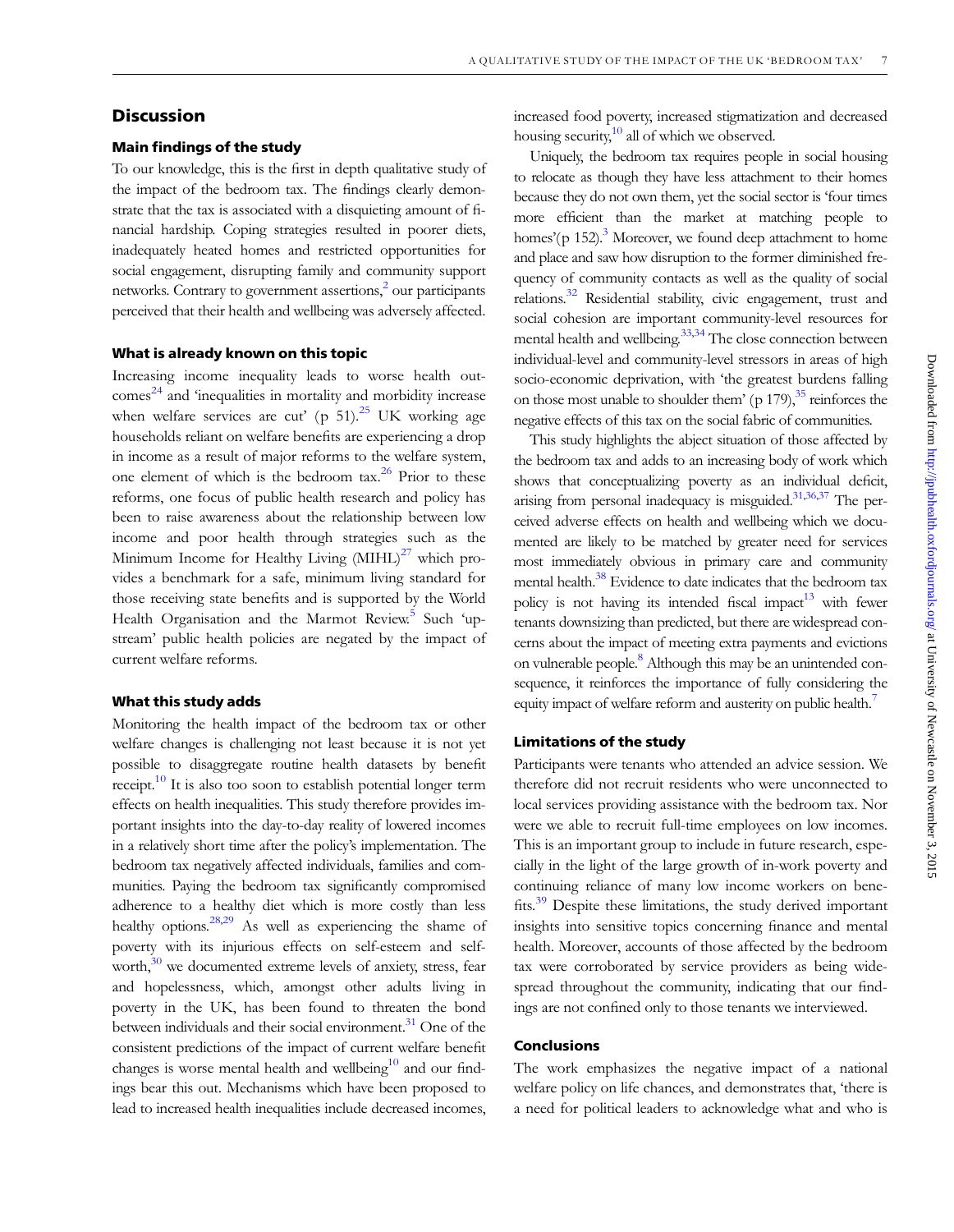## Discussion

### Main findings of the study

To our knowledge, this is the first in depth qualitative study of the impact of the bedroom tax. The findings clearly demonstrate that the tax is associated with a disquieting amount of financial hardship. Coping strategies resulted in poorer diets, inadequately heated homes and restricted opportunities for social engagement, disrupting family and community support networks. Contrary to government assertions,[2] our participants perceived that their health and wellbeing was adversely affected.

### What is already known on this topic

Increasing income inequality leads to worse health outcomes[24] and 'inequalities in mortality and morbidity increase when welfare services are cut' (p 51).[25] UK working age households reliant on welfare benefits are experiencing a drop in income as a result of major reforms to the welfare system, one element of which is the bedroom tax.[26] Prior to these reforms, one focus of public health research and policy has been to raise awareness about the relationship between low income and poor health through strategies such as the Minimum Income for Healthy Living (MIHL)[27] which provides a benchmark for a safe, minimum living standard for those receiving state benefits and is supported by the World Health Organisation and the Marmot Review.[5] Such 'upstream' public health policies are negated by the impact of current welfare reforms.

### What this study adds

Monitoring the health impact of the bedroom tax or other welfare changes is challenging not least because it is not yet possible to disaggregate routine health datasets by benefit receipt.[10] It is also too soon to establish potential longer term effects on health inequalities. This study therefore provides important insights into the day-to-day reality of lowered incomes in a relatively short time after the policy's implementation. The bedroom tax negatively affected individuals, families and communities. Paying the bedroom tax significantly compromised adherence to a healthy diet which is more costly than less healthy options.[28,29] As well as experiencing the shame of poverty with its injurious effects on self-esteem and self-worth,[30] we documented extreme levels of anxiety, stress, fear and hopelessness, which, amongst other adults living in poverty in the UK, has been found to threaten the bond between individuals and their social environment.[31] One of the consistent predictions of the impact of current welfare benefit changes is worse mental health and wellbeing[10] and our findings bear this out. Mechanisms which have been proposed to lead to increased health inequalities include decreased incomes, increased food poverty, increased stigmatization and decreased housing security,[10] all of which we observed.

Uniquely, the bedroom tax requires people in social housing to relocate as though they have less attachment to their homes because they do not own them, yet the social sector is 'four times more efficient than the market at matching people to homes'(p 152).[3] Moreover, we found deep attachment to home and place and saw how disruption to the former diminished frequency of community contacts as well as the quality of social relations.[32] Residential stability, civic engagement, trust and social cohesion are important community-level resources for mental health and wellbeing.[33,34] The close connection between individual-level and community-level stressors in areas of high socio-economic deprivation, with 'the greatest burdens falling on those most unable to shoulder them' (p 179),[35] reinforces the negative effects of this tax on the social fabric of communities.

This study highlights the abject situation of those affected by the bedroom tax and adds to an increasing body of work which shows that conceptualizing poverty as an individual deficit, arising from personal inadequacy is misguided.[31,36,37] The perceived adverse effects on health and wellbeing which we documented are likely to be matched by greater need for services most immediately obvious in primary care and community mental health.[38] Evidence to date indicates that the bedroom tax policy is not having its intended fiscal impact[13] with fewer tenants downsizing than predicted, but there are widespread concerns about the impact of meeting extra payments and evictions on vulnerable people.[8] Although this may be an unintended consequence, it reinforces the importance of fully considering the equity impact of welfare reform and austerity on public health.[7]

### Limitations of the study

Participants were tenants who attended an advice session. We therefore did not recruit residents who were unconnected to local services providing assistance with the bedroom tax. Nor were we able to recruit full-time employees on low incomes. This is an important group to include in future research, especially in the light of the large growth of in-work poverty and continuing reliance of many low income workers on benefits.[39] Despite these limitations, the study derived important insights into sensitive topics concerning finance and mental health. Moreover, accounts of those affected by the bedroom tax were corroborated by service providers as being widespread throughout the community, indicating that our findings are not confined only to those tenants we interviewed.

### Conclusions

The work emphasizes the negative impact of a national welfare policy on life chances, and demonstrates that, 'there is a need for political leaders to acknowledge what and who is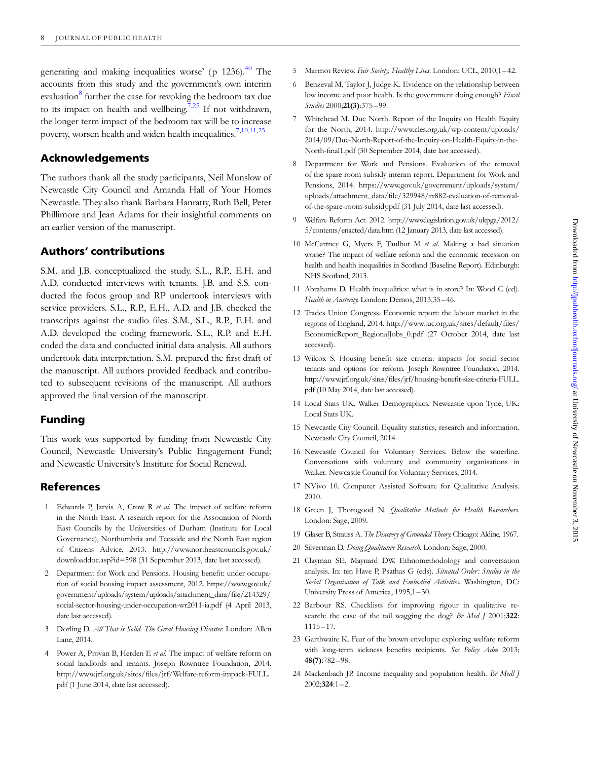generating and making inequalities worse' (p 1236).[40] The accounts from this study and the government's own interim evaluation[8] further the case for revoking the bedroom tax due to its impact on health and wellbeing.[7,25] If not withdrawn, the longer term impact of the bedroom tax will be to increase poverty, worsen health and widen health inequalities.[7,10,11,25]

## Acknowledgements

The authors thank all the study participants, Neil Munslow of Newcastle City Council and Amanda Hall of Your Homes Newcastle. They also thank Barbara Hanratty, Ruth Bell, Peter Phillimore and Jean Adams for their insightful comments on an earlier version of the manuscript.

## Authors' contributions

S.M. and J.B. conceptualized the study. S.L., R.P., E.H. and A.D. conducted interviews with tenants. J.B. and S.S. conducted the focus group and RP undertook interviews with service providers. S.L., R.P., E.H., A.D. and J.B. checked the transcripts against the audio files. S.M., S.L., R.P., E.H. and A.D. developed the coding framework. S.L., R.P. and E.H. coded the data and conducted initial data analysis. All authors undertook data interpretation. S.M. prepared the first draft of the manuscript. All authors provided feedback and contributed to subsequent revisions of the manuscript. All authors approved the final version of the manuscript.

## Funding

This work was supported by funding from Newcastle City Council, Newcastle University's Public Engagement Fund; and Newcastle University's Institute for Social Renewal.

## References

1. Edwards P, Jarvis A, Crow R *et al*. The impact of welfare reform in the North East. A research report for the Association of North East Councils by the Universities of Durham (Institute for Local Governance), Northumbria and Teesside and the North East region of Citizens Advice, 2013. http://www.northeastcouncils.gov.uk/downloaddoc.asp?id=598 (31 September 2013, date last accessed).
2. Department for Work and Pensions. Housing benefit: under occupation of social housing impact assessment, 2012. https://www.gov.uk/government/uploads/system/uploads/attachment_data/file/214329/social-sector-housing-under-occupation-wr2011-ia.pdf (4 April 2013, date last accessed).
3. Dorling D. *All That is Solid. The Great Housing Disaster.* London: Allen Lane, 2014.
4. Power A, Provan B, Herden E *et al*. The impact of welfare reform on social landlords and tenants. Joseph Rowntree Foundation, 2014. http://www.jrf.org.uk/sites/files/jrf/Welfare-reform-impack-FULL.pdf (1 June 2014, date last accessed).
5. Marmot Review. *Fair Society, Healthy Lives*. London: UCL, 2010,1–42.
6. Benzeval M, Taylor J, Judge K. Evidence on the relationship between low income and poor health. Is the government doing enough? *Fiscal Studies* 2000;**21(3)**:375–99.
7. Whitehead M. Due North. Report of the Inquiry on Health Equity for the North, 2014. http://www.cles.org.uk/wp-content/uploads/2014/09/Due-North-Report-of-the-Inquiry-on-Health-Equity-in-the-North-final1.pdf (30 September 2014, date last accessed).
8. Department for Work and Pensions. Evaluation of the removal of the spare room subsidy interim report. Department for Work and Pensions, 2014. https://www.gov.uk/government/uploads/system/uploads/attachment_data/file/329948/rr882-evaluation-of-removal-of-the-spare-room-subsidy.pdf (31 July 2014, date last accessed).
9. Welfare Reform Act. 2012. http://www.legislation.gov.uk/ukpga/2012/5/contents/enacted/data.htm (12 January 2013, date last accessed).
10. McCartney G, Myers F, Taulbut M *et al*. Making a bad situation worse? The impact of welfare reform and the economic recession on health and health inequalities in Scotland (Baseline Report). Edinburgh: NHS Scotland, 2013.
11. Abrahams D. Health inequalities: what is in store? In: Wood C (ed). *Health in Austerity.* London: Demos, 2013,35–46.
12. Trades Union Congress. Economic report: the labour market in the regions of England, 2014. http://www.tuc.org.uk/sites/default/files/EconomicReport_RegionalJobs_0.pdf (27 October 2014, date last accessed).
13. Wilcox S. Housing benefit size criteria: impacts for social sector tenants and options for reform. Joseph Rowntree Foundation, 2014. http://www.jrf.org.uk/sites/files/jrf/housing-benefit-size-criteria-FULL.pdf (10 May 2014, date last accessed).
14. Local Stats UK. Walker Demographics. Newcastle upon Tyne, UK: Local Stats UK.
15. Newcastle City Council. Equality statistics, research and information. Newcastle City Council, 2014.
16. Newcastle Council for Voluntary Services. Below the waterline. Conversations with voluntary and community organisations in Walker. Newcastle Council for Voluntary Services, 2014.
17. NVivo 10. Computer Assisted Software for Qualitative Analysis. 2010.
18. Green J, Thorogood N. *Qualitative Methods for Health Researchers.* London: Sage, 2009.
19. Glaser B, Strauss A. *The Discovery of Grounded Theory.* Chicago: Aldine, 1967.
20. Silverman D. *Doing Qualitative Research*. London: Sage, 2000.
21. Clayman SE, Maynard DW. Ethnomethodology and conversation analysis. In: ten Have P, Psathas G (eds). *Situated Order: Studies in the Social Organisation of Talk and Embodied Activities.* Washington, DC: University Press of America, 1995,1–30.
22. Barbour RS. Checklists for improving rigour in qualitative research: the case of the tail wagging the dog? *Br Med J* 2001;**322**: 1115–17.
23. Garthwaite K. Fear of the brown envelope: exploring welfare reform with long-term sickness benefits recipients. *Soc Policy Adm* 2013; **48(7)**:782–98.
24. Mackenbach JP. Income inequality and population health. *Br Med J* 2002;**324**:1–2.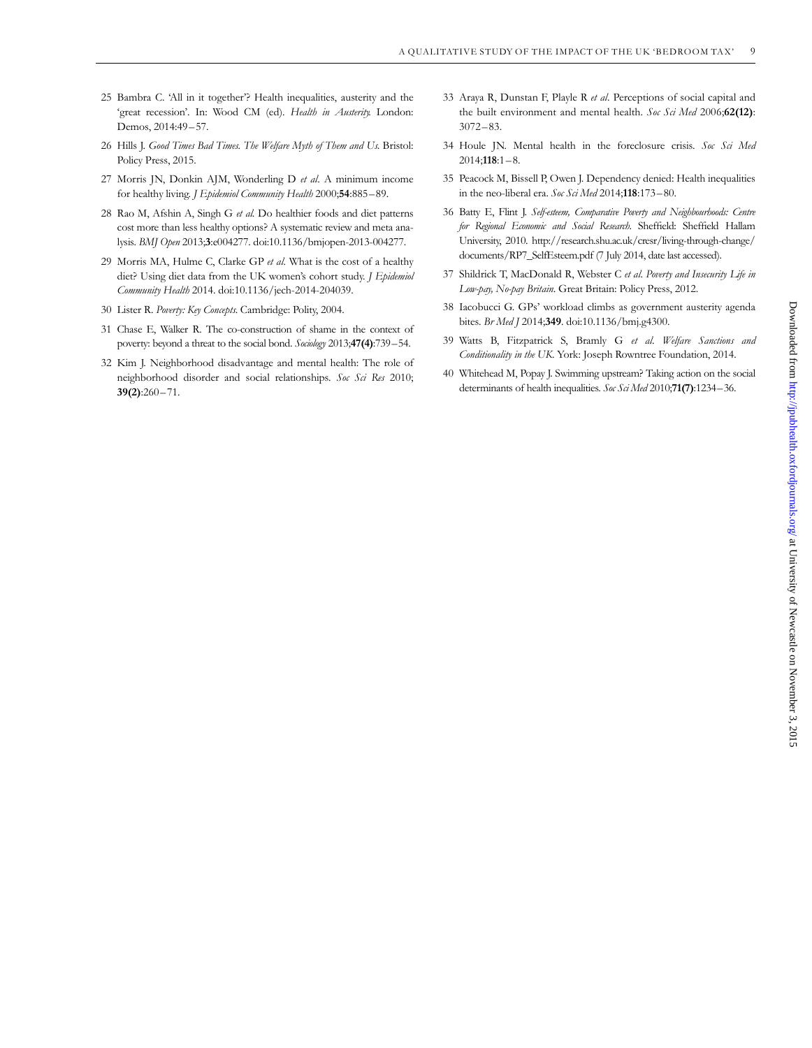25 Bambra C. 'All in it together'? Health inequalities, austerity and the 'great recession'. In: Wood CM (ed). *Health in Austerity*. London: Demos, 2014:49–57.

26 Hills J. *Good Times Bad Times. The Welfare Myth of Them and Us*. Bristol: Policy Press, 2015.

27 Morris JN, Donkin AJM, Wonderling D *et al*. A minimum income for healthy living. *J Epidemiol Community Health* 2000;**54**:885–89.

28 Rao M, Afshin A, Singh G *et al*. Do healthier foods and diet patterns cost more than less healthy options? A systematic review and meta analysis. *BMJ Open* 2013;**3**:e004277. doi:10.1136/bmjopen-2013-004277.

29 Morris MA, Hulme C, Clarke GP *et al*. What is the cost of a healthy diet? Using diet data from the UK women's cohort study. *J Epidemiol Community Health* 2014. doi:10.1136/jech-2014-204039.

30 Lister R. *Poverty: Key Concepts*. Cambridge: Polity, 2004.

31 Chase E, Walker R. The co-construction of shame in the context of poverty: beyond a threat to the social bond. *Sociology* 2013;**47(4)**:739–54.

32 Kim J. Neighborhood disadvantage and mental health: The role of neighborhood disorder and social relationships. *Soc Sci Res* 2010; **39(2)**:260–71.

33 Araya R, Dunstan F, Playle R *et al*. Perceptions of social capital and the built environment and mental health. *Soc Sci Med* 2006;**62(12)**: 3072–83.

34 Houle JN. Mental health in the foreclosure crisis. *Soc Sci Med* 2014;**118**:1–8.

35 Peacock M, Bissell P, Owen J. Dependency denied: Health inequalities in the neo-liberal era. *Soc Sci Med* 2014;**118**:173–80.

36 Batty E, Flint J. *Self-esteem, Comparative Poverty and Neighbourhoods: Centre for Regional Economic and Social Research*. Sheffield: Sheffield Hallam University, 2010. http://research.shu.ac.uk/cresr/living-through-change/documents/RP7_SelfEsteem.pdf (7 July 2014, date last accessed).

37 Shildrick T, MacDonald R, Webster C *et al*. *Poverty and Insecurity Life in Low-pay, No-pay Britain*. Great Britain: Policy Press, 2012.

38 Iacobucci G. GPs' workload climbs as government austerity agenda bites. *Br Med J* 2014;**349**. doi:10.1136/bmj.g4300.

39 Watts B, Fitzpatrick S, Bramly G *et al*. *Welfare Sanctions and Conditionality in the UK*. York: Joseph Rowntree Foundation, 2014.

40 Whitehead M, Popay J. Swimming upstream? Taking action on the social determinants of health inequalities. *Soc Sci Med* 2010;**71(7)**:1234–36.